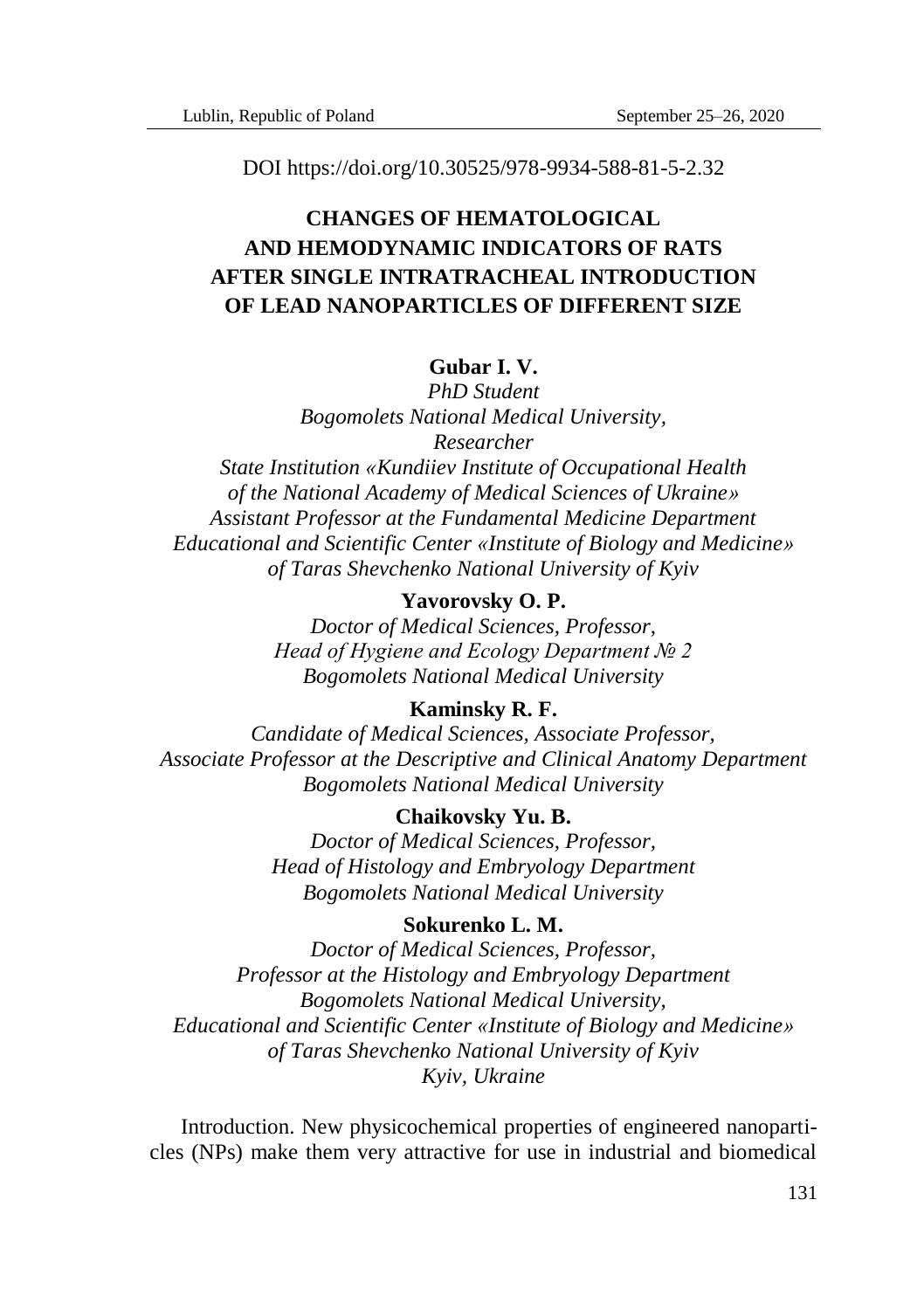DOI https://doi.org/10.30525/978-9934-588-81-5-2.32

# CHANGES OF HEMATOLOGICAL AND HEMODYNAMIC INDICATORS OF RATS AFTER SINGLE INTRATRACHEAL INTRODUCTION OF LEAD NANOPARTICLES OF DIFFERENT SIZE

**Gubar I. V.**

*PhD Student*
*Bogomolets National Medical University,*
*Researcher*
*State Institution «Kundiiev Institute of Occupational Health of the National Academy of Medical Sciences of Ukraine»*
*Assistant Professor at the Fundamental Medicine Department*
*Educational and Scientific Center «Institute of Biology and Medicine» of Taras Shevchenko National University of Kyiv*

**Yavorovsky O. P.**

*Doctor of Medical Sciences, Professor,*
*Head of Hygiene and Ecology Department № 2*
*Bogomolets National Medical University*

**Kaminsky R. F.**

*Candidate of Medical Sciences, Associate Professor,*
*Associate Professor at the Descriptive and Clinical Anatomy Department*
*Bogomolets National Medical University*

**Chaikovsky Yu. B.**

*Doctor of Medical Sciences, Professor,*
*Head of Histology and Embryology Department*
*Bogomolets National Medical University*

**Sokurenko L. M.**

*Doctor of Medical Sciences, Professor,*
*Professor at the Histology and Embryology Department*
*Bogomolets National Medical University,*
*Educational and Scientific Center «Institute of Biology and Medicine» of Taras Shevchenko National University of Kyiv*
*Kyiv, Ukraine*

Introduction. New physicochemical properties of engineered nanoparticles (NPs) make them very attractive for use in industrial and biomedical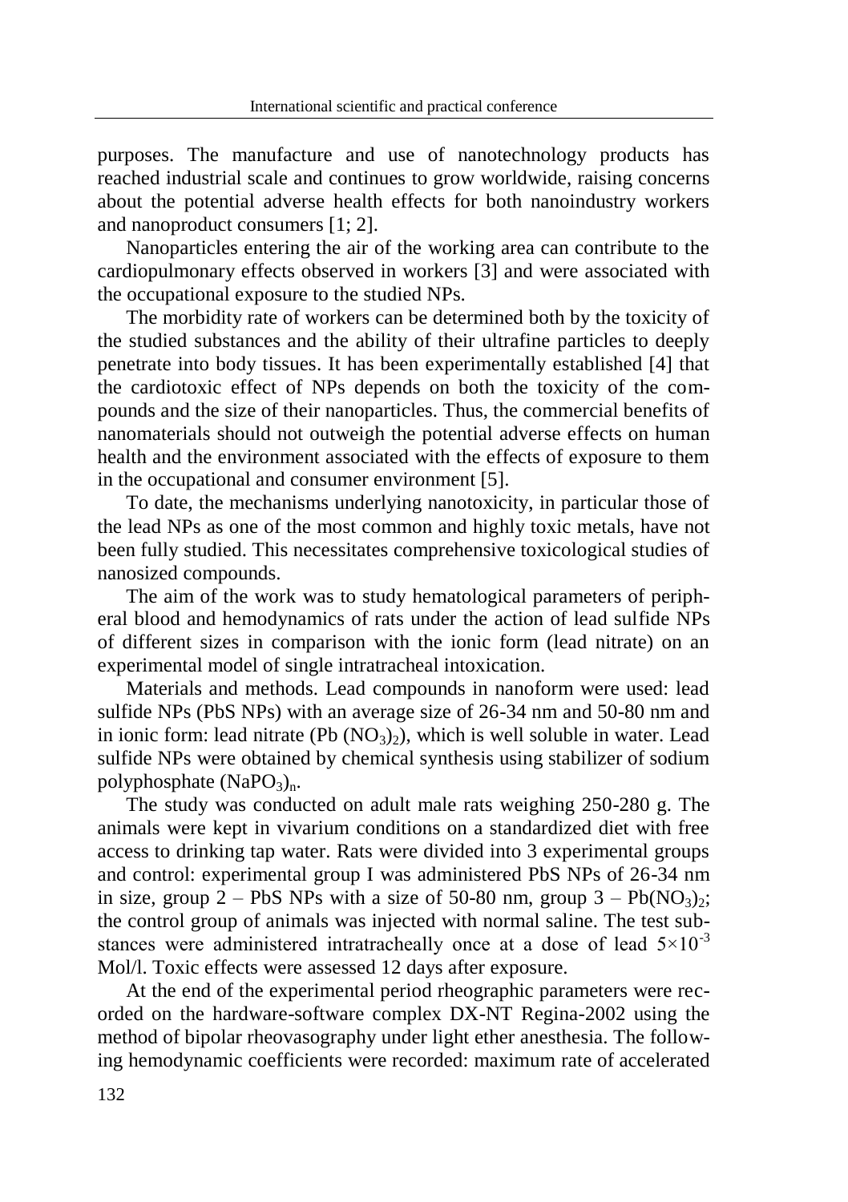purposes. The manufacture and use of nanotechnology products has reached industrial scale and continues to grow worldwide, raising concerns about the potential adverse health effects for both nanoindustry workers and nanoproduct consumers [1; 2].

Nanoparticles entering the air of the working area can contribute to the cardiopulmonary effects observed in workers [3] and were associated with the occupational exposure to the studied NPs.

The morbidity rate of workers can be determined both by the toxicity of the studied substances and the ability of their ultrafine particles to deeply penetrate into body tissues. It has been experimentally established [4] that the cardiotoxic effect of NPs depends on both the toxicity of the compounds and the size of their nanoparticles. Thus, the commercial benefits of nanomaterials should not outweigh the potential adverse effects on human health and the environment associated with the effects of exposure to them in the occupational and consumer environment [5].

To date, the mechanisms underlying nanotoxicity, in particular those of the lead NPs as one of the most common and highly toxic metals, have not been fully studied. This necessitates comprehensive toxicological studies of nanosized compounds.

The aim of the work was to study hematological parameters of peripheral blood and hemodynamics of rats under the action of lead sulfide NPs of different sizes in comparison with the ionic form (lead nitrate) on an experimental model of single intratracheal intoxication.

Materials and methods. Lead compounds in nanoform were used: lead sulfide NPs (PbS NPs) with an average size of 26-34 nm and 50-80 nm and in ionic form: lead nitrate ($Pb(NO_3)_2$), which is well soluble in water. Lead sulfide NPs were obtained by chemical synthesis using stabilizer of sodium polyphosphate $(NaPO_3)_n$.

The study was conducted on adult male rats weighing 250-280 g. The animals were kept in vivarium conditions on a standardized diet with free access to drinking tap water. Rats were divided into 3 experimental groups and control: experimental group I was administered PbS NPs of 26-34 nm in size, group 2 – PbS NPs with a size of 50-80 nm, group 3 – $Pb(NO_3)_2$; the control group of animals was injected with normal saline. The test substances were administered intratracheally once at a dose of lead $5\times10^{-3}$ Mol/l. Toxic effects were assessed 12 days after exposure.

At the end of the experimental period rheographic parameters were recorded on the hardware-software complex DX-NT Regina-2002 using the method of bipolar rheovasography under light ether anesthesia. The following hemodynamic coefficients were recorded: maximum rate of accelerated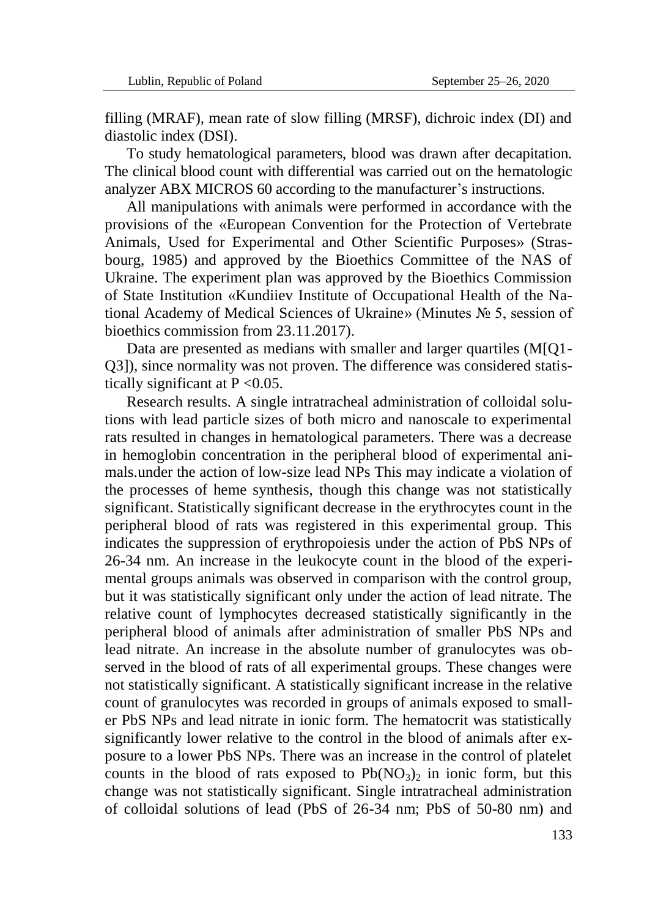filling (MRAF), mean rate of slow filling (MRSF), dichroic index (DI) and diastolic index (DSI).

To study hematological parameters, blood was drawn after decapitation. The clinical blood count with differential was carried out on the hematologic analyzer ABX MICROS 60 according to the manufacturer's instructions.

All manipulations with animals were performed in accordance with the provisions of the «European Convention for the Protection of Vertebrate Animals, Used for Experimental and Other Scientific Purposes» (Strasbourg, 1985) and approved by the Bioethics Committee of the NAS of Ukraine. The experiment plan was approved by the Bioethics Commission of State Institution «Kundiiev Institute of Occupational Health of the National Academy of Medical Sciences of Ukraine» (Minutes № 5, session of bioethics commission from 23.11.2017).

Data are presented as medians with smaller and larger quartiles (M[Q1-Q3]), since normality was not proven. The difference was considered statistically significant at $P < 0.05$.

Research results. A single intratracheal administration of colloidal solutions with lead particle sizes of both micro and nanoscale to experimental rats resulted in changes in hematological parameters. There was a decrease in hemoglobin concentration in the peripheral blood of experimental animals.under the action of low-size lead NPs This may indicate a violation of the processes of heme synthesis, though this change was not statistically significant. Statistically significant decrease in the erythrocytes count in the peripheral blood of rats was registered in this experimental group. This indicates the suppression of erythropoiesis under the action of PbS NPs of 26-34 nm. An increase in the leukocyte count in the blood of the experimental groups animals was observed in comparison with the control group, but it was statistically significant only under the action of lead nitrate. The relative count of lymphocytes decreased statistically significantly in the peripheral blood of animals after administration of smaller PbS NPs and lead nitrate. An increase in the absolute number of granulocytes was observed in the blood of rats of all experimental groups. These changes were not statistically significant. A statistically significant increase in the relative count of granulocytes was recorded in groups of animals exposed to smaller PbS NPs and lead nitrate in ionic form. The hematocrit was statistically significantly lower relative to the control in the blood of animals after exposure to a lower PbS NPs. There was an increase in the control of platelet counts in the blood of rats exposed to $Pb(NO_3)_2$ in ionic form, but this change was not statistically significant. Single intratracheal administration of colloidal solutions of lead (PbS of 26-34 nm; PbS of 50-80 nm) and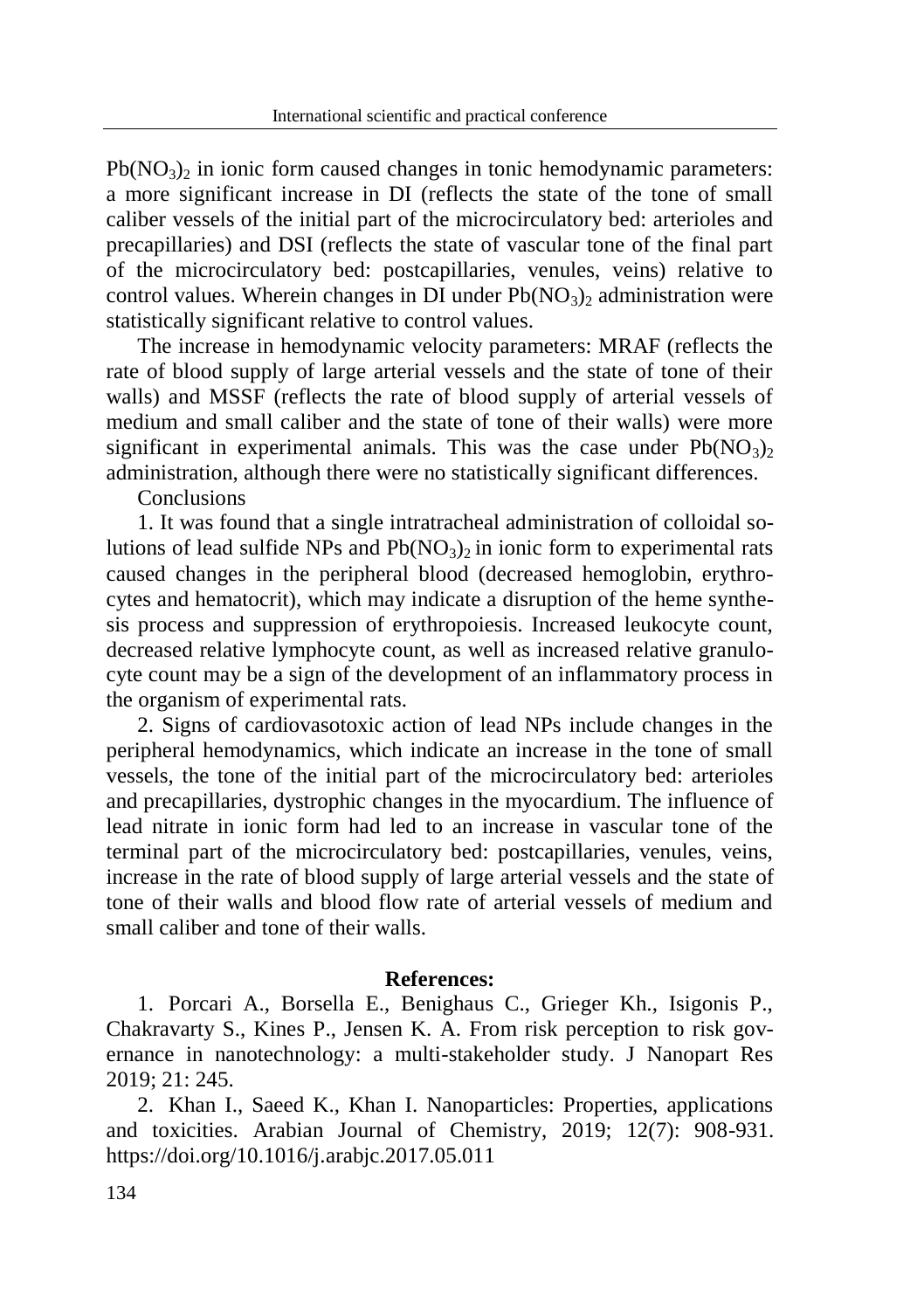$Pb(NO_3)_2$ in ionic form caused changes in tonic hemodynamic parameters: a more significant increase in DI (reflects the state of the tone of small caliber vessels of the initial part of the microcirculatory bed: arterioles and precapillaries) and DSI (reflects the state of vascular tone of the final part of the microcirculatory bed: postcapillaries, venules, veins) relative to control values. Wherein changes in DI under $Pb(NO_3)_2$ administration were statistically significant relative to control values.

The increase in hemodynamic velocity parameters: MRAF (reflects the rate of blood supply of large arterial vessels and the state of tone of their walls) and MSSF (reflects the rate of blood supply of arterial vessels of medium and small caliber and the state of tone of their walls) were more significant in experimental animals. This was the case under $Pb(NO_3)_2$ administration, although there were no statistically significant differences.

Conclusions

1. It was found that a single intratracheal administration of colloidal solutions of lead sulfide NPs and $Pb(NO_3)_2$ in ionic form to experimental rats caused changes in the peripheral blood (decreased hemoglobin, erythrocytes and hematocrit), which may indicate a disruption of the heme synthesis process and suppression of erythropoiesis. Increased leukocyte count, decreased relative lymphocyte count, as well as increased relative granulocyte count may be a sign of the development of an inflammatory process in the organism of experimental rats.

2. Signs of cardiovasotoxic action of lead NPs include changes in the peripheral hemodynamics, which indicate an increase in the tone of small vessels, the tone of the initial part of the microcirculatory bed: arterioles and precapillaries, dystrophic changes in the myocardium. The influence of lead nitrate in ionic form had led to an increase in vascular tone of the terminal part of the microcirculatory bed: postcapillaries, venules, veins, increase in the rate of blood supply of large arterial vessels and the state of tone of their walls and blood flow rate of arterial vessels of medium and small caliber and tone of their walls.

## References:

1. Porcari A., Borsella E., Benighaus C., Grieger Kh., Isigonis P., Chakravarty S., Kines P., Jensen K. A. From risk perception to risk governance in nanotechnology: a multi-stakeholder study. J Nanopart Res 2019; 21: 245.

2. Khan I., Saeed K., Khan I. Nanoparticles: Properties, applications and toxicities. Arabian Journal of Chemistry, 2019; 12(7): 908-931. https://doi.org/10.1016/j.arabjc.2017.05.011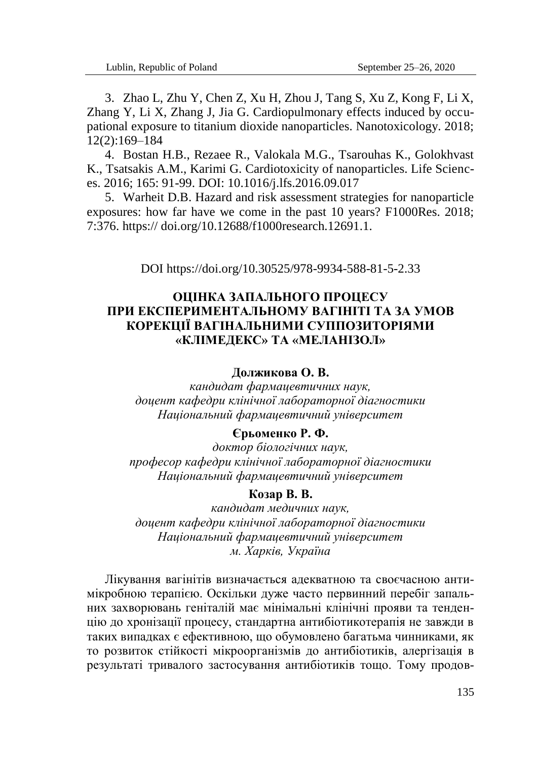3. Zhao L, Zhu Y, Chen Z, Xu H, Zhou J, Tang S, Xu Z, Kong F, Li X, Zhang Y, Li X, Zhang J, Jia G. Cardiopulmonary effects induced by occupational exposure to titanium dioxide nanoparticles. Nanotoxicology. 2018; 12(2):169–184

4. Bostan H.B., Rezaee R., Valokala M.G., Tsarouhas K., Golokhvast K., Tsatsakis A.M., Karimi G. Cardiotoxicity of nanoparticles. Life Sciences. 2016; 165: 91-99. DOI: 10.1016/j.lfs.2016.09.017

5. Warheit D.B. Hazard and risk assessment strategies for nanoparticle exposures: how far have we come in the past 10 years? F1000Res. 2018; 7:376. https:// doi.org/10.12688/f1000research.12691.1.

DOI https://doi.org/10.30525/978-9934-588-81-5-2.33

## ОЦІНКА ЗАПАЛЬНОГО ПРОЦЕСУ ПРИ ЕКСПЕРИМЕНТАЛЬНОМУ ВАГІНІТІ ТА ЗА УМОВ КОРЕКЦІЇ ВАГІНАЛЬНИМИ СУППОЗИТОРІЯМИ «КЛІМЕДЕКС» ТА «МЕЛАНІЗОЛ»

**Должикова О. В.**
*кандидат фармацевтичних наук,*
*доцент кафедри клінічної лабораторної діагностики*
*Національний фармацевтичний університет*

**Єрьоменко Р. Ф.**
*доктор біологічних наук,*
*професор кафедри клінічної лабораторної діагностики*
*Національний фармацевтичний університет*

**Козар В. В.**
*кандидат медичних наук,*
*доцент кафедри клінічної лабораторної діагностики*
*Національний фармацевтичний університет*
*м. Харків, Україна*

Лікування вагінітів визначається адекватною та своєчасною антимікробною терапією. Оскільки дуже часто первинний перебіг запальних захворювань геніталій має мінімальні клінічні прояви та тенденцію до хронізації процесу, стандартна антибіотикотерапія не завжди в таких випадках є ефективною, що обумовлено багатьма чинниками, як то розвиток стійкості мікроорганізмів до антибіотиків, алергізація в результаті тривалого застосування антибіотиків тощо. Тому продов-